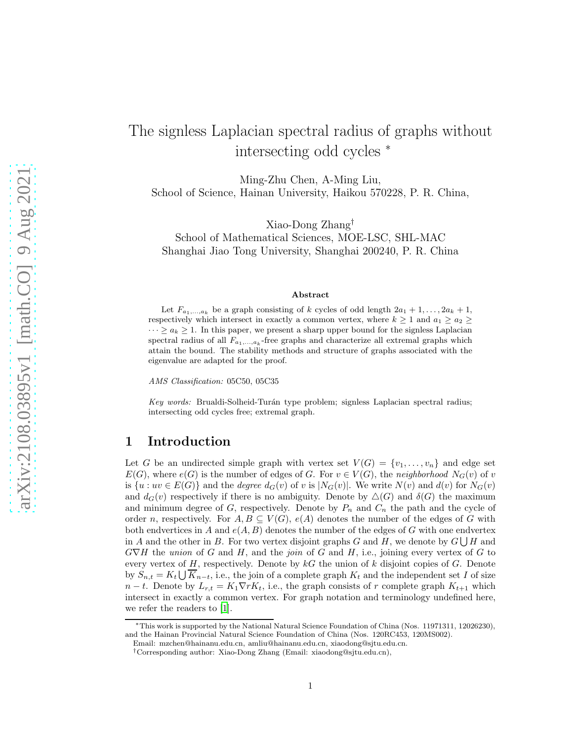# The signless Laplacian spectral radius of graphs without intersecting odd cycles *

Ming-Zhu Chen, A-Ming Liu,
School of Science, Hainan University, Haikou 570228, P. R. China,

Xiao-Dong Zhang†
School of Mathematical Sciences, MOE-LSC, SHL-MAC
Shanghai Jiao Tong University, Shanghai 200240, P. R. China

### Abstract

Let $F_{a_1,\dots,a_k}$ be a graph consisting of $k$ cycles of odd length $2a_1+1,\dots,2a_k+1$, respectively which intersect in exactly a common vertex, where $k \geq 1$ and $a_1 \geq a_2 \geq \cdots \geq a_k \geq 1$. In this paper, we present a sharp upper bound for the signless Laplacian spectral radius of all $F_{a_1,\dots,a_k}$-free graphs and characterize all extremal graphs which attain the bound. The stability methods and structure of graphs associated with the eigenvalue are adapted for the proof.

*AMS Classification:* 05C50, 05C35

*Key words:* Brualdi-Solheid-Turán type problem; signless Laplacian spectral radius; intersecting odd cycles free; extremal graph.

## 1 Introduction

Let $G$ be an undirected simple graph with vertex set $V(G) = \{v_1,\dots,v_n\}$ and edge set $E(G)$, where $e(G)$ is the number of edges of $G$. For $v \in V(G)$, the *neighborhood* $N_G(v)$ of $v$ is $\{u : uv \in E(G)\}$ and the *degree* $d_G(v)$ of $v$ is $|N_G(v)|$. We write $N(v)$ and $d(v)$ for $N_G(v)$ and $d_G(v)$ respectively if there is no ambiguity. Denote by $\triangle(G)$ and $\delta(G)$ the maximum and minimum degree of $G$, respectively. Denote by $P_n$ and $C_n$ the path and the cycle of order $n$, respectively. For $A, B \subseteq V(G)$, $e(A)$ denotes the number of the edges of $G$ with both endvertices in $A$ and $e(A,B)$ denotes the number of the edges of $G$ with one endvertex in $A$ and the other in $B$. For two vertex disjoint graphs $G$ and $H$, we denote by $G\bigcup H$ and $G\nabla H$ the *union* of $G$ and $H$, and the *join* of $G$ and $H$, i.e., joining every vertex of $G$ to every vertex of $H$, respectively. Denote by $kG$ the union of $k$ disjoint copies of $G$. Denote by $S_{n,t} = K_t \bigcup \overline{K}_{n-t}$, i.e., the join of a complete graph $K_t$ and the independent set $I$ of size $n-t$. Denote by $L_{r,t} = K_1 \nabla rK_t$, i.e., the graph consists of $r$ complete graph $K_{t+1}$ which intersect in exactly a common vertex. For graph notation and terminology undefined here, we refer the readers to [1].

---

*This work is supported by the National Natural Science Foundation of China (Nos. 11971311, 12026230), and the Hainan Provincial Natural Science Foundation of China (Nos. 120RC453, 120MS002).
Email: mzchen@hainanu.edu.cn, amliu@hainanu.edu.cn, xiaodong@sjtu.edu.cn.
†Corresponding author: Xiao-Dong Zhang (Email: xiaodong@sjtu.edu.cn),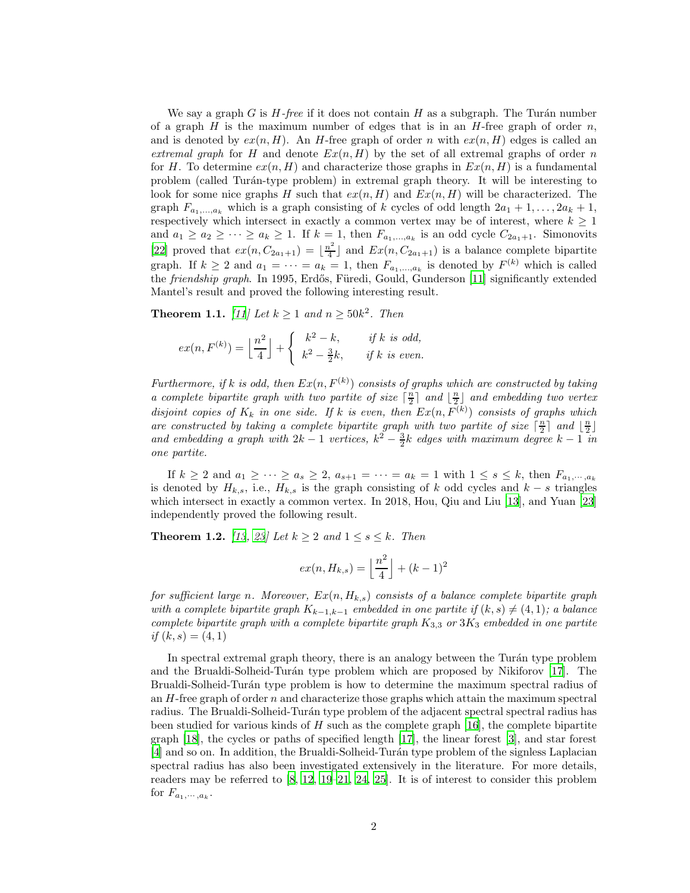We say a graph $G$ is *$H$-free* if it does not contain $H$ as a subgraph. The Turán number of a graph $H$ is the maximum number of edges that is in an $H$-free graph of order $n$, and is denoted by $ex(n, H)$. An $H$-free graph of order $n$ with $ex(n, H)$ edges is called an *extremal graph* for $H$ and denote $Ex(n, H)$ by the set of all extremal graphs of order $n$ for $H$. To determine $ex(n, H)$ and characterize those graphs in $Ex(n, H)$ is a fundamental problem (called Turán-type problem) in extremal graph theory. It will be interesting to look for some nice graphs $H$ such that $ex(n, H)$ and $Ex(n, H)$ will be characterized. The graph $F_{a_1,\dots,a_k}$ which is a graph consisting of $k$ cycles of odd length $2a_1 + 1, \dots, 2a_k + 1$, respectively which intersect in exactly a common vertex may be of interest, where $k \geq 1$ and $a_1 \geq a_2 \geq \cdots \geq a_k \geq 1$. If $k = 1$, then $F_{a_1,\dots,a_k}$ is an odd cycle $C_{2a_1+1}$. Simonovits [22] proved that $ex(n, C_{2a_1+1}) = \lfloor \frac{n^2}{4} \rfloor$ and $Ex(n, C_{2a_1+1})$ is a balance complete bipartite graph. If $k \geq 2$ and $a_1 = \cdots = a_k = 1$, then $F_{a_1,\dots,a_k}$ is denoted by $F^{(k)}$ which is called the *friendship graph*. In 1995, Erdős, Füredi, Gould, Gunderson [11] significantly extended Mantel's result and proved the following interesting result.

**Theorem 1.1.** *[11] Let $k \geq 1$ and $n \geq 50k^2$. Then*

$$ex(n, F^{(k)}) = \Big\lfloor \frac{n^2}{4} \Big\rfloor + \begin{cases} k^2 - k, & \text{if } k \text{ is odd,} \\ k^2 - \frac{3}{2}k, & \text{if } k \text{ is even.} \end{cases}$$

*Furthermore, if $k$ is odd, then $Ex(n, F^{(k)})$ consists of graphs which are constructed by taking a complete bipartite graph with two partite of size $\lceil \frac{n}{2} \rceil$ and $\lfloor \frac{n}{2} \rfloor$ and embedding two vertex disjoint copies of $K_k$ in one side. If $k$ is even, then $Ex(n, F^{(k)})$ consists of graphs which are constructed by taking a complete bipartite graph with two partite of size $\lceil \frac{n}{2} \rceil$ and $\lfloor \frac{n}{2} \rfloor$ and embedding a graph with $2k - 1$ vertices, $k^2 - \frac{3}{2}k$ edges with maximum degree $k - 1$ in one partite.*

If $k \geq 2$ and $a_1 \geq \cdots \geq a_s \geq 2$, $a_{s+1} = \cdots = a_k = 1$ with $1 \leq s \leq k$, then $F_{a_1,\cdots,a_k}$ is denoted by $H_{k,s}$, i.e., $H_{k,s}$ is the graph consisting of $k$ odd cycles and $k - s$ triangles which intersect in exactly a common vertex. In 2018, Hou, Qiu and Liu [13], and Yuan [23] independently proved the following result.

**Theorem 1.2.** *[13, 23] Let $k \geq 2$ and $1 \leq s \leq k$. Then*

$$ex(n, H_{k,s}) = \Big\lfloor \frac{n^2}{4} \Big\rfloor + (k - 1)^2$$

*for sufficient large $n$. Moreover, $Ex(n, H_{k,s})$ consists of a balance complete bipartite graph with a complete bipartite graph $K_{k-1,k-1}$ embedded in one partite if $(k, s) \neq (4, 1)$; a balance complete bipartite graph with a complete bipartite graph $K_{3,3}$ or $3K_3$ embedded in one partite if $(k, s) = (4, 1)$*

In spectral extremal graph theory, there is an analogy between the Turán type problem and the Brualdi-Solheid-Turán type problem which are proposed by Nikiforov [17]. The Brualdi-Solheid-Turán type problem is how to determine the maximum spectral radius of an $H$-free graph of order $n$ and characterize those graphs which attain the maximum spectral radius. The Brualdi-Solheid-Turán type problem of the adjacent spectral spectral radius has been studied for various kinds of $H$ such as the complete graph [16], the complete bipartite graph [18], the cycles or paths of specified length [17], the linear forest [3], and star forest [4] and so on. In addition, the Brualdi-Solheid-Turán type problem of the signless Laplacian spectral radius has also been investigated extensively in the literature. For more details, readers may be referred to [8, 12, 19–21, 24, 25]. It is of interest to consider this problem for $F_{a_1,\cdots,a_k}$.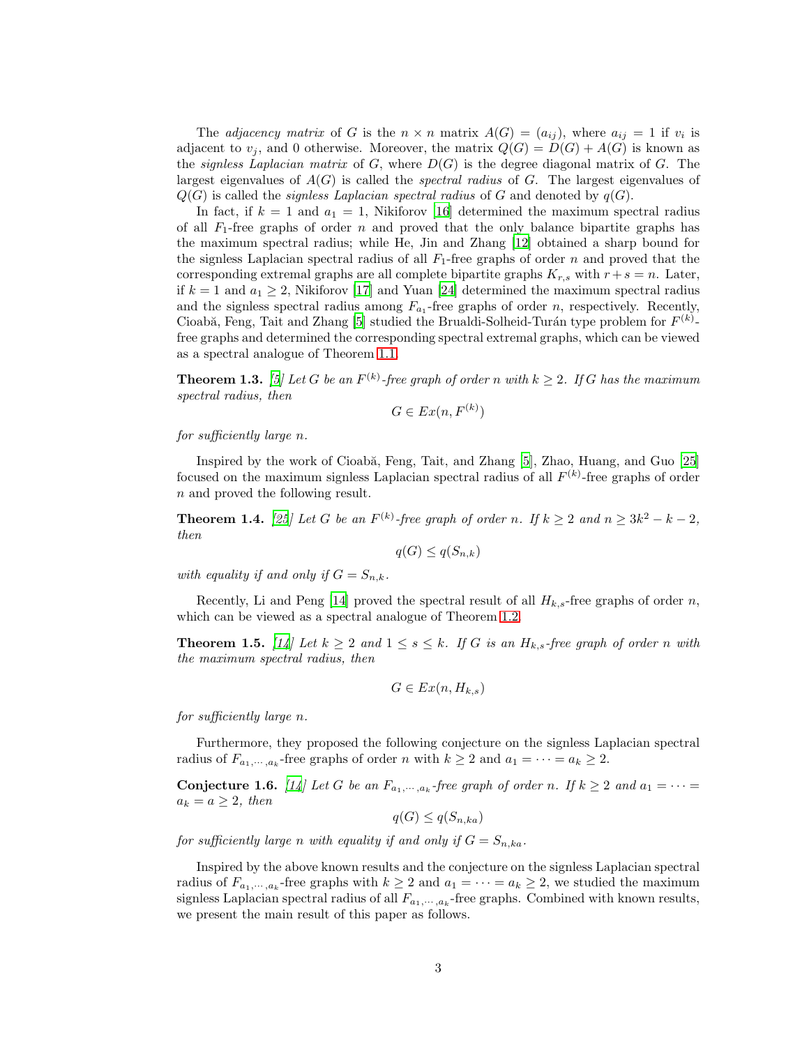The *adjacency matrix* of $G$ is the $n \times n$ matrix $A(G) = (a_{ij})$, where $a_{ij} = 1$ if $v_i$ is adjacent to $v_j$, and 0 otherwise. Moreover, the matrix $Q(G) = D(G) + A(G)$ is known as the *signless Laplacian matrix* of $G$, where $D(G)$ is the degree diagonal matrix of $G$. The largest eigenvalues of $A(G)$ is called the *spectral radius* of $G$. The largest eigenvalues of $Q(G)$ is called the *signless Laplacian spectral radius* of $G$ and denoted by $q(G)$.

In fact, if $k = 1$ and $a_1 = 1$, Nikiforov [16] determined the maximum spectral radius of all $F_1$-free graphs of order $n$ and proved that the only balance bipartite graphs has the maximum spectral radius; while He, Jin and Zhang [12] obtained a sharp bound for the signless Laplacian spectral radius of all $F_1$-free graphs of order $n$ and proved that the corresponding extremal graphs are all complete bipartite graphs $K_{r,s}$ with $r + s = n$. Later, if $k = 1$ and $a_1 \geq 2$, Nikiforov [17] and Yuan [24] determined the maximum spectral radius and the signless spectral radius among $F_{a_1}$-free graphs of order $n$, respectively. Recently, Cioabă, Feng, Tait and Zhang [5] studied the Brualdi-Solheid-Turán type problem for $F^{(k)}$-free graphs and determined the corresponding spectral extremal graphs, which can be viewed as a spectral analogue of Theorem 1.1.

**Theorem 1.3.** *[5] Let $G$ be an $F^{(k)}$-free graph of order $n$ with $k \geq 2$. If $G$ has the maximum spectral radius, then*

$$G \in Ex(n, F^{(k)})$$

*for sufficiently large $n$.*

Inspired by the work of Cioabă, Feng, Tait, and Zhang [5], Zhao, Huang, and Guo [25] focused on the maximum signless Laplacian spectral radius of all $F^{(k)}$-free graphs of order $n$ and proved the following result.

**Theorem 1.4.** *[25] Let $G$ be an $F^{(k)}$-free graph of order $n$. If $k \geq 2$ and $n \geq 3k^2 - k - 2$, then*

$$q(G) \leq q(S_{n,k})$$

*with equality if and only if $G = S_{n,k}$.*

Recently, Li and Peng [14] proved the spectral result of all $H_{k,s}$-free graphs of order $n$, which can be viewed as a spectral analogue of Theorem 1.2.

**Theorem 1.5.** *[14] Let $k \geq 2$ and $1 \leq s \leq k$. If $G$ is an $H_{k,s}$-free graph of order $n$ with the maximum spectral radius, then*

$$G \in Ex(n, H_{k,s})$$

*for sufficiently large $n$.*

Furthermore, they proposed the following conjecture on the signless Laplacian spectral radius of $F_{a_1,\cdots,a_k}$-free graphs of order $n$ with $k \geq 2$ and $a_1 = \cdots = a_k \geq 2$.

**Conjecture 1.6.** *[14] Let $G$ be an $F_{a_1,\cdots,a_k}$-free graph of order $n$. If $k \geq 2$ and $a_1 = \cdots = a_k = a \geq 2$, then*

$$q(G) \leq q(S_{n,ka})$$

*for sufficiently large $n$ with equality if and only if $G = S_{n,ka}$.*

Inspired by the above known results and the conjecture on the signless Laplacian spectral radius of $F_{a_1,\cdots,a_k}$-free graphs with $k \geq 2$ and $a_1 = \cdots = a_k \geq 2$, we studied the maximum signless Laplacian spectral radius of all $F_{a_1,\cdots,a_k}$-free graphs. Combined with known results, we present the main result of this paper as follows.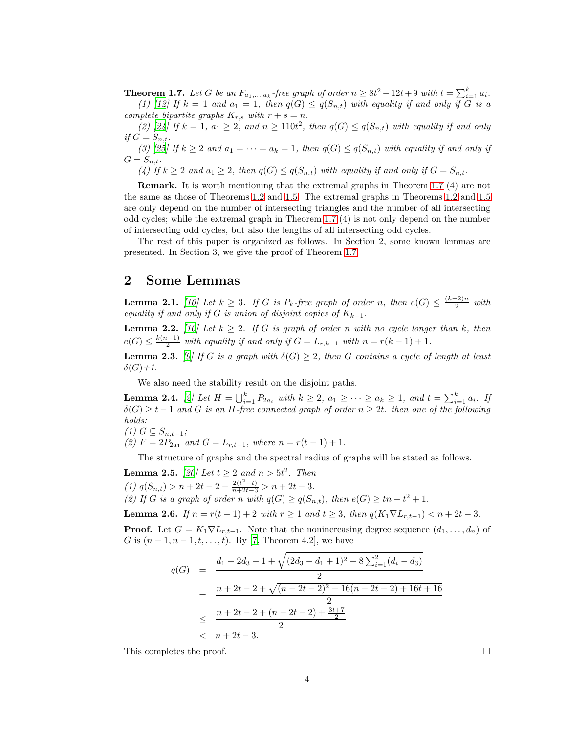**Theorem 1.7.** *Let $G$ be an $F_{a_1,\ldots,a_k}$-free graph of order $n \geq 8t^2 - 12t + 9$ with $t = \sum_{i=1}^{k} a_i$.*

*(1) [12] If $k = 1$ and $a_1 = 1$, then $q(G) \leq q(S_{n,t})$ with equality if and only if $G$ is a complete bipartite graphs $K_{r,s}$ with $r + s = n$.*

*(2) [24] If $k = 1$, $a_1 \geq 2$, and $n \geq 110t^2$, then $q(G) \leq q(S_{n,t})$ with equality if and only if $G = S_{n,t}$.*

*(3) [25] If $k \geq 2$ and $a_1 = \cdots = a_k = 1$, then $q(G) \leq q(S_{n,t})$ with equality if and only if $G = S_{n,t}$.*

*(4) If $k \geq 2$ and $a_1 \geq 2$, then $q(G) \leq q(S_{n,t})$ with equality if and only if $G = S_{n,t}$.*

**Remark.** It is worth mentioning that the extremal graphs in Theorem 1.7 (4) are not the same as those of Theorems 1.2 and 1.5. The extremal graphs in Theorems 1.2 and 1.5 are only depend on the number of intersecting triangles and the number of all intersecting odd cycles; while the extremal graph in Theorem 1.7 (4) is not only depend on the number of intersecting odd cycles, but also the lengths of all intersecting odd cycles.

The rest of this paper is organized as follows. In Section 2, some known lemmas are presented. In Section 3, we give the proof of Theorem 1.7.

## 2 Some Lemmas

**Lemma 2.1.** *[10] Let $k \geq 3$. If $G$ is $P_k$-free graph of order $n$, then $e(G) \leq \frac{(k-2)n}{2}$ with equality if and only if $G$ is union of disjoint copies of $K_{k-1}$.*

**Lemma 2.2.** *[10] Let $k \geq 2$. If $G$ is graph of order $n$ with no cycle longer than $k$, then $e(G) \leq \frac{k(n-1)}{2}$ with equality if and only if $G = L_{r,k-1}$ with $n = r(k-1)+1$.*

**Lemma 2.3.** *[9] If $G$ is a graph with $\delta(G) \geq 2$, then $G$ contains a cycle of length at least $\delta(G)$+1.*

We also need the stability result on the disjoint paths.

**Lemma 2.4.** *[2] Let $H = \bigcup_{i=1}^{k} P_{2a_i}$ with $k \geq 2$, $a_1 \geq \cdots \geq a_k \geq 1$, and $t = \sum_{i=1}^{k} a_i$. If $\delta(G) \geq t-1$ and $G$ is an $H$-free connected graph of order $n \geq 2t$. then one of the following holds:*
*(1) $G \subseteq S_{n,t-1}$;*
*(2) $F = 2P_{2a_1}$ and $G = L_{r,t-1}$, where $n = r(t-1)+1$.*

The structure of graphs and the spectral radius of graphs will be stated as follows.

**Lemma 2.5.** *[20] Let $t \geq 2$ and $n > 5t^2$. Then*
*(1) $q(S_{n,t}) > n + 2t - 2 - \frac{2(t^2-t)}{n+2t-3} > n + 2t - 3$.*
*(2) If $G$ is a graph of order $n$ with $q(G) \geq q(S_{n,t})$, then $e(G) \geq tn - t^2 + 1$.*

**Lemma 2.6.** *If $n = r(t-1)+2$ with $r \geq 1$ and $t \geq 3$, then $q(K_1 \nabla L_{r,t-1}) < n + 2t - 3$.*

**Proof.** Let $G = K_1 \nabla L_{r,t-1}$. Note that the nonincreasing degree sequence $(d_1, \ldots, d_n)$ of $G$ is $(n-1, n-1, t, \ldots, t)$. By [7, Theorem 4.2], we have

$$
\begin{aligned}
q(G) &= \frac{d_1 + 2d_3 - 1 + \sqrt{(2d_3 - d_1 + 1)^2 + 8\sum_{i=1}^{2}(d_i - d_3)}}{2} \\
&= \frac{n + 2t - 2 + \sqrt{(n-2t-2)^2 + 16(n-2t-2) + 16t + 16}}{2} \\
&\leq \frac{n + 2t - 2 + (n-2t-2) + \frac{3t+7}{2}}{2} \\
&< n + 2t - 3.
\end{aligned}
$$

This completes the proof. $\square$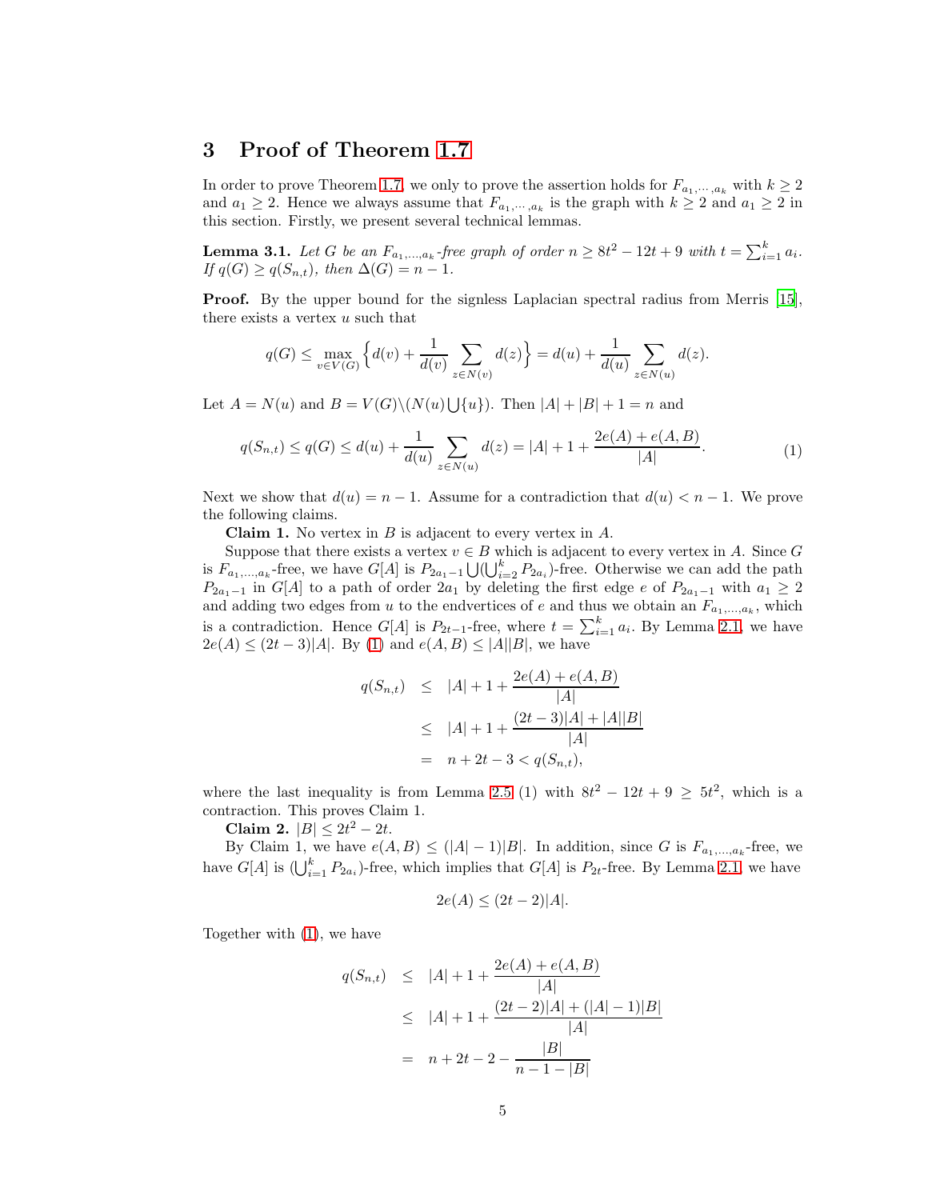## 3 Proof of Theorem 1.7

In order to prove Theorem 1.7, we only to prove the assertion holds for $F_{a_1,\cdots,a_k}$ with $k \geq 2$ and $a_1 \geq 2$. Hence we always assume that $F_{a_1,\cdots,a_k}$ is the graph with $k \geq 2$ and $a_1 \geq 2$ in this section. Firstly, we present several technical lemmas.

**Lemma 3.1.** *Let $G$ be an $F_{a_1,\ldots,a_k}$-free graph of order $n \geq 8t^2 - 12t + 9$ with $t = \sum_{i=1}^{k} a_i$. If $q(G) \geq q(S_{n,t})$, then $\Delta(G) = n - 1$.*

**Proof.** By the upper bound for the signless Laplacian spectral radius from Merris [15], there exists a vertex $u$ such that

$$q(G) \leq \max_{v \in V(G)} \Big\{ d(v) + \frac{1}{d(v)} \sum_{z \in N(v)} d(z) \Big\} = d(u) + \frac{1}{d(u)} \sum_{z \in N(u)} d(z).$$

Let $A = N(u)$ and $B = V(G) \backslash (N(u) \bigcup \{u\})$. Then $|A| + |B| + 1 = n$ and

$$q(S_{n,t}) \leq q(G) \leq d(u) + \frac{1}{d(u)} \sum_{z \in N(u)} d(z) = |A| + 1 + \frac{2e(A) + e(A,B)}{|A|}. \tag{1}$$

Next we show that $d(u) = n - 1$. Assume for a contradiction that $d(u) < n - 1$. We prove the following claims.

**Claim 1.** No vertex in $B$ is adjacent to every vertex in $A$.

Suppose that there exists a vertex $v \in B$ which is adjacent to every vertex in $A$. Since $G$ is $F_{a_1,\ldots,a_k}$-free, we have $G[A]$ is $P_{2a_1-1} \bigcup (\bigcup_{i=2}^{k} P_{2a_i})$-free. Otherwise we can add the path $P_{2a_1-1}$ in $G[A]$ to a path of order $2a_1$ by deleting the first edge $e$ of $P_{2a_1-1}$ with $a_1 \geq 2$ and adding two edges from $u$ to the endvertices of $e$ and thus we obtain an $F_{a_1,\ldots,a_k}$, which is a contradiction. Hence $G[A]$ is $P_{2t-1}$-free, where $t = \sum_{i=1}^{k} a_i$. By Lemma 2.1, we have $2e(A) \leq (2t-3)|A|$. By (1) and $e(A,B) \leq |A||B|$, we have

$$\begin{aligned} q(S_{n,t}) &\leq |A| + 1 + \frac{2e(A) + e(A,B)}{|A|} \\ &\leq |A| + 1 + \frac{(2t-3)|A| + |A||B|}{|A|} \\ &= n + 2t - 3 < q(S_{n,t}), \end{aligned}$$

where the last inequality is from Lemma 2.5 (1) with $8t^2 - 12t + 9 \geq 5t^2$, which is a contraction. This proves Claim 1.

**Claim 2.** $|B| \leq 2t^2 - 2t$.

By Claim 1, we have $e(A,B) \leq (|A|-1)|B|$. In addition, since $G$ is $F_{a_1,\ldots,a_k}$-free, we have $G[A]$ is $(\bigcup_{i=1}^{k} P_{2a_i})$-free, which implies that $G[A]$ is $P_{2t}$-free. By Lemma 2.1, we have

$$2e(A) \leq (2t-2)|A|.$$

Together with (1), we have

$$\begin{aligned} q(S_{n,t}) &\leq |A| + 1 + \frac{2e(A) + e(A,B)}{|A|} \\ &\leq |A| + 1 + \frac{(2t-2)|A| + (|A|-1)|B|}{|A|} \\ &= n + 2t - 2 - \frac{|B|}{n - 1 - |B|} \end{aligned}$$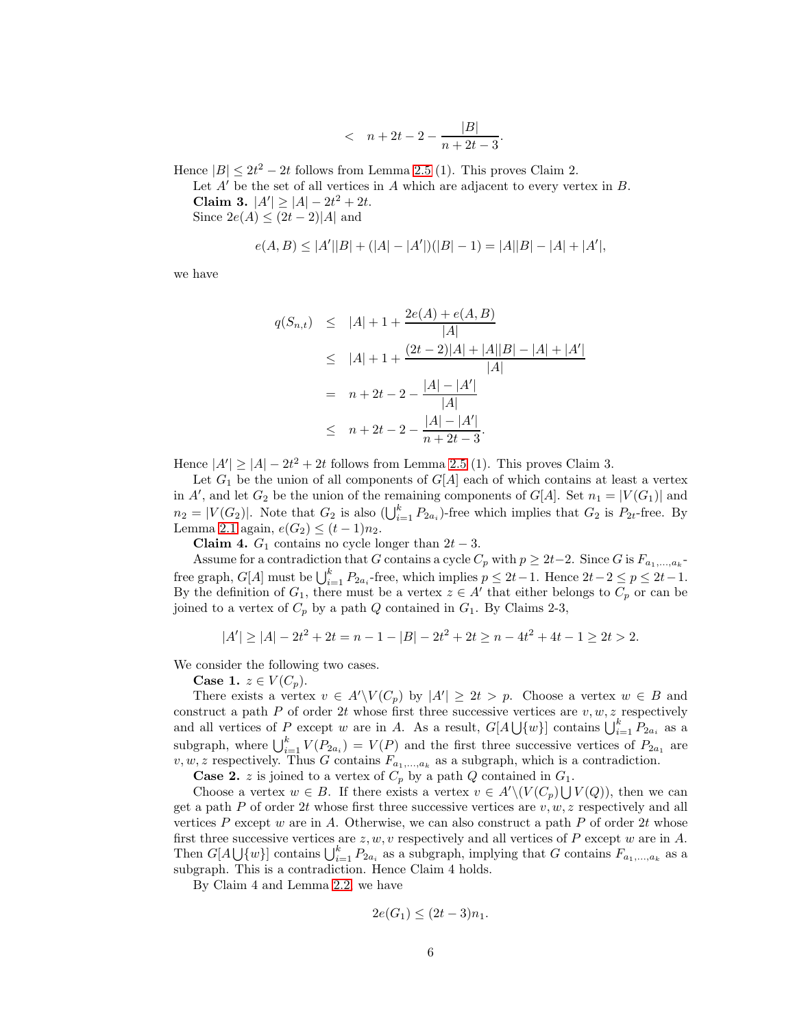$$< \quad n + 2t - 2 - \frac{|B|}{n + 2t - 3}.$$

Hence $|B| \leq 2t^2 - 2t$ follows from Lemma 2.5 (1). This proves Claim 2.

Let $A'$ be the set of all vertices in $A$ which are adjacent to every vertex in $B$.

**Claim 3.** $|A'| \geq |A| - 2t^2 + 2t$.

Since $2e(A) \leq (2t-2)|A|$ and

$$e(A, B) \leq |A'||B| + (|A| - |A'|)(|B| - 1) = |A||B| - |A| + |A'|,$$

we have

$$\begin{aligned}
q(S_{n,t}) &\leq |A| + 1 + \frac{2e(A) + e(A, B)}{|A|} \\
&\leq |A| + 1 + \frac{(2t-2)|A| + |A||B| - |A| + |A'|}{|A|} \\
&= n + 2t - 2 - \frac{|A| - |A'|}{|A|} \\
&\leq n + 2t - 2 - \frac{|A| - |A'|}{n + 2t - 3}.
\end{aligned}$$

Hence $|A'| \geq |A| - 2t^2 + 2t$ follows from Lemma 2.5 (1). This proves Claim 3.

Let $G_1$ be the union of all components of $G[A]$ each of which contains at least a vertex in $A'$, and let $G_2$ be the union of the remaining components of $G[A]$. Set $n_1 = |V(G_1)|$ and $n_2 = |V(G_2)|$. Note that $G_2$ is also $(\bigcup_{i=1}^{k} P_{2a_i})$-free which implies that $G_2$ is $P_{2t}$-free. By Lemma 2.1 again, $e(G_2) \leq (t-1)n_2$.

**Claim 4.** $G_1$ contains no cycle longer than $2t - 3$.

Assume for a contradiction that $G$ contains a cycle $C_p$ with $p \geq 2t-2$. Since $G$ is $F_{a_1,\ldots,a_k}$-free graph, $G[A]$ must be $\bigcup_{i=1}^{k} P_{2a_i}$-free, which implies $p \leq 2t-1$. Hence $2t-2 \leq p \leq 2t-1$. By the definition of $G_1$, there must be a vertex $z \in A'$ that either belongs to $C_p$ or can be joined to a vertex of $C_p$ by a path $Q$ contained in $G_1$. By Claims 2-3,

$$|A'| \geq |A| - 2t^2 + 2t = n - 1 - |B| - 2t^2 + 2t \geq n - 4t^2 + 4t - 1 \geq 2t > 2.$$

We consider the following two cases.

**Case 1.** $z \in V(C_p)$.

There exists a vertex $v \in A' \backslash V(C_p)$ by $|A'| \geq 2t > p$. Choose a vertex $w \in B$ and construct a path $P$ of order $2t$ whose first three successive vertices are $v, w, z$ respectively and all vertices of $P$ except $w$ are in $A$. As a result, $G[A \bigcup \{w\}]$ contains $\bigcup_{i=1}^{k} P_{2a_i}$ as a subgraph, where $\bigcup_{i=1}^{k} V(P_{2a_i}) = V(P)$ and the first three successive vertices of $P_{2a_1}$ are $v, w, z$ respectively. Thus $G$ contains $F_{a_1,\ldots,a_k}$ as a subgraph, which is a contradiction.

**Case 2.** $z$ is joined to a vertex of $C_p$ by a path $Q$ contained in $G_1$.

Choose a vertex $w \in B$. If there exists a vertex $v \in A' \backslash (V(C_p) \bigcup V(Q))$, then we can get a path $P$ of order $2t$ whose first three successive vertices are $v, w, z$ respectively and all vertices $P$ except $w$ are in $A$. Otherwise, we can also construct a path $P$ of order $2t$ whose first three successive vertices are $z, w, v$ respectively and all vertices of $P$ except $w$ are in $A$. Then $G[A \bigcup \{w\}]$ contains $\bigcup_{i=1}^{k} P_{2a_i}$ as a subgraph, implying that $G$ contains $F_{a_1,\ldots,a_k}$ as a subgraph. This is a contradiction. Hence Claim 4 holds.

By Claim 4 and Lemma 2.2, we have

$$2e(G_1) \leq (2t - 3)n_1.$$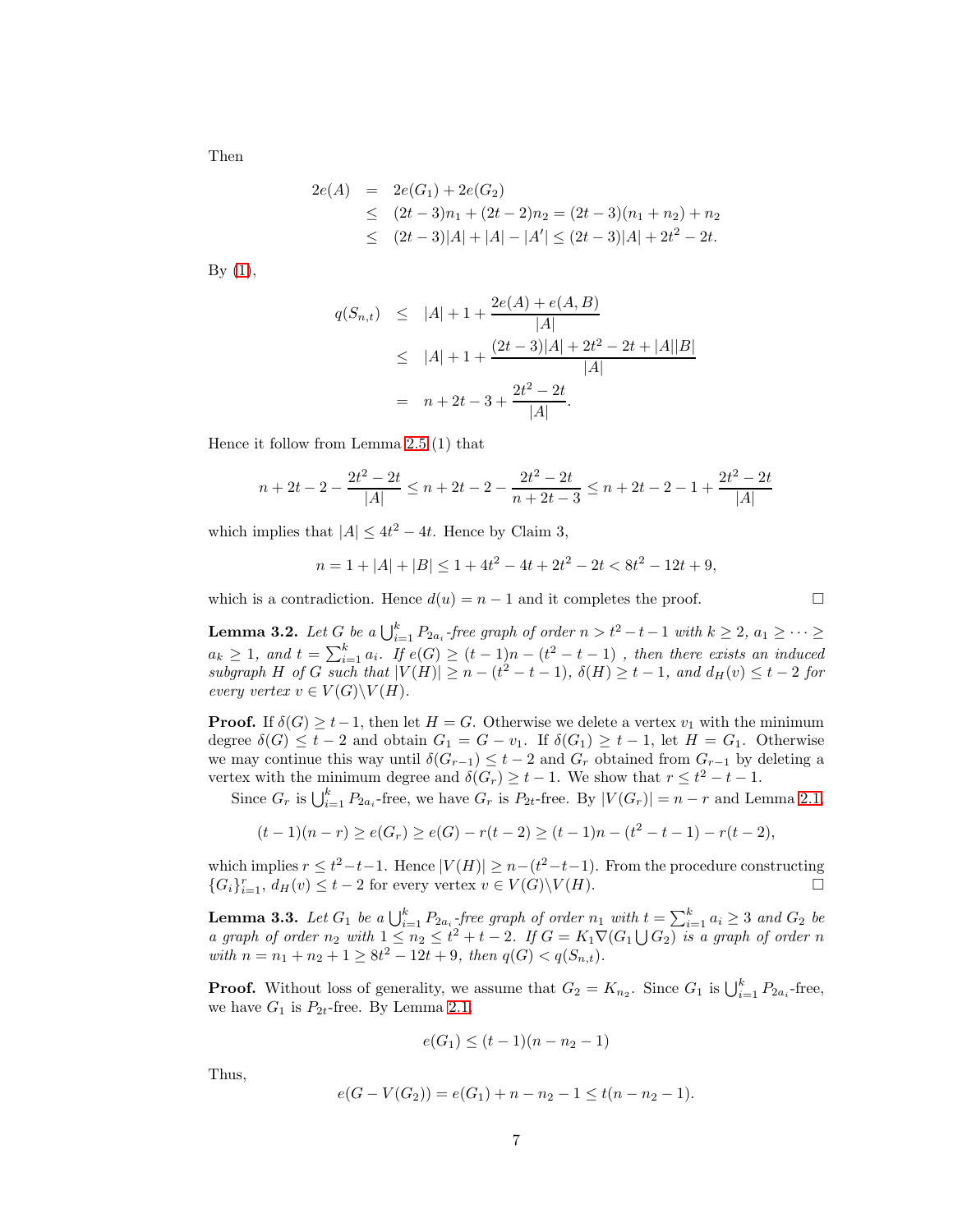Then

$$
\begin{aligned}
2e(A) &= 2e(G_1) + 2e(G_2) \\
&\leq (2t-3)n_1 + (2t-2)n_2 = (2t-3)(n_1+n_2) + n_2 \\
&\leq (2t-3)|A| + |A| - |A'| \leq (2t-3)|A| + 2t^2 - 2t.
\end{aligned}
$$

By (1),

$$
\begin{aligned}
q(S_{n,t}) &\leq |A| + 1 + \frac{2e(A) + e(A,B)}{|A|} \\
&\leq |A| + 1 + \frac{(2t-3)|A| + 2t^2 - 2t + |A||B|}{|A|} \\
&= n + 2t - 3 + \frac{2t^2 - 2t}{|A|}.
\end{aligned}
$$

Hence it follow from Lemma 2.5 (1) that

$$
n + 2t - 2 - \frac{2t^2 - 2t}{|A|} \leq n + 2t - 2 - \frac{2t^2 - 2t}{n + 2t - 3} \leq n + 2t - 2 - 1 + \frac{2t^2 - 2t}{|A|}
$$

which implies that $|A| \leq 4t^2 - 4t$. Hence by Claim 3,

$$
n = 1 + |A| + |B| \leq 1 + 4t^2 - 4t + 2t^2 - 2t < 8t^2 - 12t + 9,
$$

which is a contradiction. Hence $d(u) = n - 1$ and it completes the proof. $\Box$

**Lemma 3.2.** *Let $G$ be a $\bigcup_{i=1}^{k} P_{2a_i}$-free graph of order $n > t^2 - t - 1$ with $k \geq 2$, $a_1 \geq \cdots \geq a_k \geq 1$, and $t = \sum_{i=1}^{k} a_i$. If $e(G) \geq (t-1)n - (t^2 - t - 1)$ , then there exists an induced subgraph $H$ of $G$ such that $|V(H)| \geq n - (t^2 - t - 1)$, $\delta(H) \geq t - 1$, and $d_H(v) \leq t - 2$ for every vertex $v \in V(G) \backslash V(H)$.*

**Proof.** If $\delta(G) \geq t-1$, then let $H = G$. Otherwise we delete a vertex $v_1$ with the minimum degree $\delta(G) \leq t - 2$ and obtain $G_1 = G - v_1$. If $\delta(G_1) \geq t - 1$, let $H = G_1$. Otherwise we may continue this way until $\delta(G_{r-1}) \leq t - 2$ and $G_r$ obtained from $G_{r-1}$ by deleting a vertex with the minimum degree and $\delta(G_r) \geq t - 1$. We show that $r \leq t^2 - t - 1$.

Since $G_r$ is $\bigcup_{i=1}^{k} P_{2a_i}$-free, we have $G_r$ is $P_{2t}$-free. By $|V(G_r)| = n - r$ and Lemma 2.1,

$$
(t-1)(n-r) \geq e(G_r) \geq e(G) - r(t-2) \geq (t-1)n - (t^2 - t - 1) - r(t-2),
$$

which implies $r \leq t^2 - t - 1$. Hence $|V(H)| \geq n - (t^2 - t - 1)$. From the procedure constructing $\{G_i\}_{i=1}^{r}$, $d_H(v) \leq t - 2$ for every vertex $v \in V(G) \backslash V(H)$. $\Box$

**Lemma 3.3.** *Let $G_1$ be a $\bigcup_{i=1}^{k} P_{2a_i}$-free graph of order $n_1$ with $t = \sum_{i=1}^{k} a_i \geq 3$ and $G_2$ be a graph of order $n_2$ with $1 \leq n_2 \leq t^2 + t - 2$. If $G = K_1 \nabla (G_1 \bigcup G_2)$ is a graph of order $n$ with $n = n_1 + n_2 + 1 \geq 8t^2 - 12t + 9$, then $q(G) < q(S_{n,t})$.*

**Proof.** Without loss of generality, we assume that $G_2 = K_{n_2}$. Since $G_1$ is $\bigcup_{i=1}^{k} P_{2a_i}$-free, we have $G_1$ is $P_{2t}$-free. By Lemma 2.1,

$$
e(G_1) \leq (t-1)(n - n_2 - 1)
$$

Thus,

$$
e(G - V(G_2)) = e(G_1) + n - n_2 - 1 \leq t(n - n_2 - 1).
$$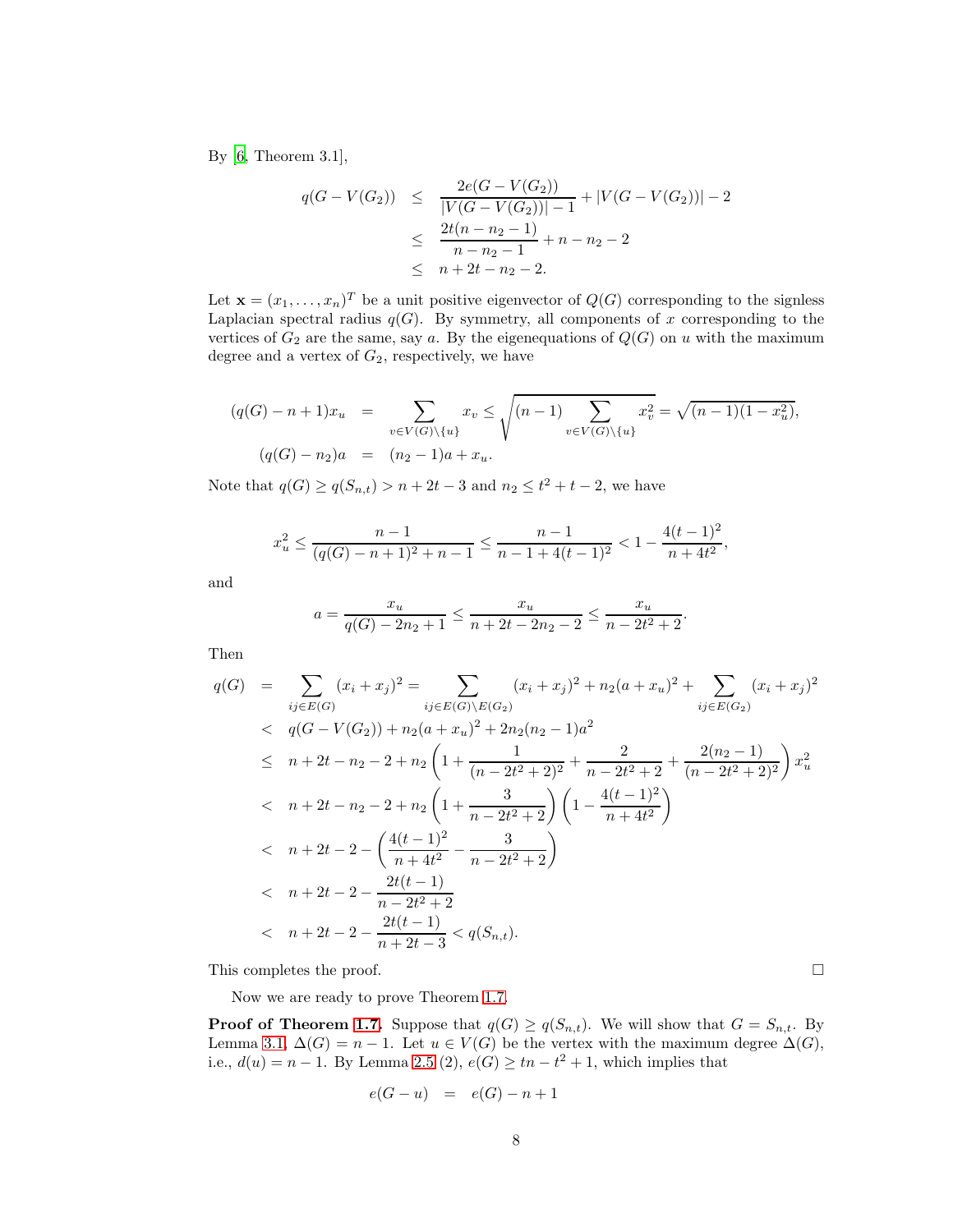By [6, Theorem 3.1],

$$
\begin{aligned}
q(G - V(G_2)) &\leq \frac{2e(G - V(G_2))}{|V(G - V(G_2))| - 1} + |V(G - V(G_2))| - 2 \\
&\leq \frac{2t(n - n_2 - 1)}{n - n_2 - 1} + n - n_2 - 2 \\
&\leq n + 2t - n_2 - 2.
\end{aligned}
$$

Let $\mathbf{x} = (x_1, \ldots, x_n)^T$ be a unit positive eigenvector of $Q(G)$ corresponding to the signless Laplacian spectral radius $q(G)$. By symmetry, all components of $x$ corresponding to the vertices of $G_2$ are the same, say $a$. By the eigenequations of $Q(G)$ on $u$ with the maximum degree and a vertex of $G_2$, respectively, we have

$$
\begin{aligned}
(q(G) - n + 1)x_u &= \sum_{v \in V(G) \setminus \{u\}} x_v \leq \sqrt{(n-1) \sum_{v \in V(G) \setminus \{u\}} x_v^2} = \sqrt{(n-1)(1 - x_u^2)}, \\
(q(G) - n_2)a &= (n_2 - 1)a + x_u.
\end{aligned}
$$

Note that $q(G) \geq q(S_{n,t}) > n + 2t - 3$ and $n_2 \leq t^2 + t - 2$, we have

$$
x_u^2 \leq \frac{n-1}{(q(G) - n + 1)^2 + n - 1} \leq \frac{n-1}{n - 1 + 4(t-1)^2} < 1 - \frac{4(t-1)^2}{n + 4t^2},
$$

and

$$
a = \frac{x_u}{q(G) - 2n_2 + 1} \leq \frac{x_u}{n + 2t - 2n_2 - 2} \leq \frac{x_u}{n - 2t^2 + 2}.
$$

Then

$$
\begin{aligned}
q(G) &= \sum_{ij \in E(G)} (x_i + x_j)^2 = \sum_{ij \in E(G) \setminus E(G_2)} (x_i + x_j)^2 + n_2(a + x_u)^2 + \sum_{ij \in E(G_2)} (x_i + x_j)^2 \\
&< q(G - V(G_2)) + n_2(a + x_u)^2 + 2n_2(n_2 - 1)a^2 \\
&\leq n + 2t - n_2 - 2 + n_2 \left(1 + \frac{1}{(n - 2t^2 + 2)^2} + \frac{2}{n - 2t^2 + 2} + \frac{2(n_2 - 1)}{(n - 2t^2 + 2)^2}\right) x_u^2 \\
&< n + 2t - n_2 - 2 + n_2 \left(1 + \frac{3}{n - 2t^2 + 2}\right)\left(1 - \frac{4(t-1)^2}{n + 4t^2}\right) \\
&< n + 2t - 2 - \left(\frac{4(t-1)^2}{n + 4t^2} - \frac{3}{n - 2t^2 + 2}\right) \\
&< n + 2t - 2 - \frac{2t(t-1)}{n - 2t^2 + 2} \\
&< n + 2t - 2 - \frac{2t(t-1)}{n + 2t - 3} < q(S_{n,t}).
\end{aligned}
$$

This completes the proof. $\square$

Now we are ready to prove Theorem 1.7.

**Proof of Theorem 1.7.** Suppose that $q(G) \geq q(S_{n,t})$. We will show that $G = S_{n,t}$. By Lemma 3.1, $\Delta(G) = n - 1$. Let $u \in V(G)$ be the vertex with the maximum degree $\Delta(G)$, i.e., $d(u) = n - 1$. By Lemma 2.5 (2), $e(G) \geq tn - t^2 + 1$, which implies that

$$
e(G - u) = e(G) - n + 1
$$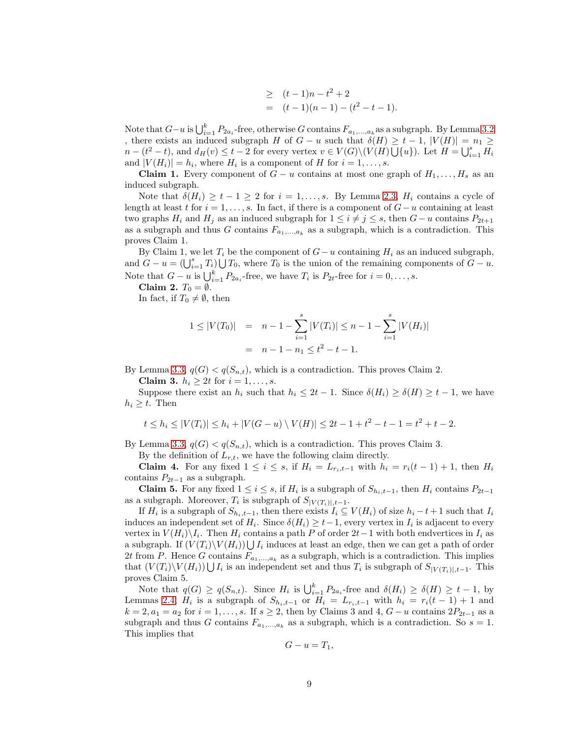$$
\begin{aligned}
&\geq (t-1)n - t^2 + 2 \\
&= (t-1)(n-1) - (t^2 - t - 1).
\end{aligned}
$$

Note that $G-u$ is $\bigcup_{i=1}^{k} P_{2a_i}$-free, otherwise $G$ contains $F_{a_1,\ldots,a_k}$ as a subgraph. By Lemma 3.2 , there exists an induced subgraph $H$ of $G-u$ such that $\delta(H) \geq t-1$, $|V(H)| = n_1 \geq n-(t^2-t)$, and $d_H(v) \leq t-2$ for every vertex $v \in V(G)\backslash(V(H)\bigcup\{u\})$. Let $H = \bigcup_{i=1}^{s} H_i$ and $|V(H_i)| = h_i$, where $H_i$ is a component of $H$ for $i = 1, \ldots, s$.

**Claim 1.** Every component of $G-u$ contains at most one graph of $H_1, \ldots, H_s$ as an induced subgraph.

Note that $\delta(H_i) \geq t-1 \geq 2$ for $i = 1, \ldots, s$. By Lemma 2.3, $H_i$ contains a cycle of length at least $t$ for $i = 1, \ldots, s$. In fact, if there is a component of $G-u$ containing at least two graphs $H_i$ and $H_j$ as an induced subgraph for $1 \leq i \neq j \leq s$, then $G-u$ contains $P_{2t+1}$ as a subgraph and thus $G$ contains $F_{a_1,\ldots,a_k}$ as a subgraph, which is a contradiction. This proves Claim 1.

By Claim 1, we let $T_i$ be the component of $G-u$ containing $H_i$ as an induced subgraph, and $G-u = (\bigcup_{i=1}^{s} T_i)\bigcup T_0$, where $T_0$ is the union of the remaining components of $G-u$. Note that $G-u$ is $\bigcup_{i=1}^{k} P_{2a_i}$-free, we have $T_i$ is $P_{2t}$-free for $i = 0, \ldots, s$.

**Claim 2.** $T_0 = \emptyset$.

In fact, if $T_0 \neq \emptyset$, then

$$
\begin{aligned}
1 \leq |V(T_0)| &= n - 1 - \sum_{i=1}^{s} |V(T_i)| \leq n - 1 - \sum_{i=1}^{s} |V(H_i)| \\
&= n - 1 - n_1 \leq t^2 - t - 1.
\end{aligned}
$$

By Lemma 3.3, $q(G) < q(S_{n,t})$, which is a contradiction. This proves Claim 2.

**Claim 3.** $h_i \geq 2t$ for $i = 1, \ldots, s$.

Suppose there exist an $h_i$ such that $h_i \leq 2t-1$. Since $\delta(H_i) \geq \delta(H) \geq t-1$, we have $h_i \geq t$. Then

$$
t \leq h_i \leq |V(T_i)| \leq h_i + |V(G-u) \setminus V(H)| \leq 2t - 1 + t^2 - t - 1 = t^2 + t - 2.
$$

By Lemma 3.3, $q(G) < q(S_{n,t})$, which is a contradiction. This proves Claim 3.

By the definition of $L_{r,t}$, we have the following claim directly.

**Claim 4.** For any fixed $1 \leq i \leq s$, if $H_i = L_{r_i,t-1}$ with $h_i = r_i(t-1)+1$, then $H_i$ contains $P_{2t-1}$ as a subgraph.

**Claim 5.** For any fixed $1 \leq i \leq s$, if $H_i$ is a subgraph of $S_{h_i,t-1}$, then $H_i$ contains $P_{2t-1}$ as a subgraph. Moreover, $T_i$ is subgraph of $S_{|V(T_i)|,t-1}$.

If $H_i$ is a subgraph of $S_{h_i,t-1}$, then there exists $I_i \subseteq V(H_i)$ of size $h_i - t + 1$ such that $I_i$ induces an independent set of $H_i$. Since $\delta(H_i) \geq t-1$, every vertex in $I_i$ is adjacent to every vertex in $V(H_i)\backslash I_i$. Then $H_i$ contains a path $P$ of order $2t-1$ with both endvertices in $I_i$ as a subgraph. If $(V(T_i)\backslash V(H_i))\bigcup I_i$ induces at least an edge, then we can get a path of order $2t$ from $P$. Hence $G$ contains $F_{a_1,\ldots,a_k}$ as a subgraph, which is a contradiction. This implies that $(V(T_i)\backslash V(H_i))\bigcup I_i$ is an independent set and thus $T_i$ is subgraph of $S_{|V(T_i)|,t-1}$. This proves Claim 5.

Note that $q(G) \geq q(S_{n,t})$. Since $H_i$ is $\bigcup_{i=1}^{k} P_{2a_i}$-free and $\delta(H_i) \geq \delta(H) \geq t-1$, by Lemmas 2.4, $H_i$ is a subgraph of $S_{h_i,t-1}$ or $H_i = L_{r_i,t-1}$ with $h_i = r_i(t-1)+1$ and $k = 2, a_1 = a_2$ for $i = 1, \ldots, s$. If $s \geq 2$, then by Claims 3 and 4, $G-u$ contains $2P_{2t-1}$ as a subgraph and thus $G$ contains $F_{a_1,\ldots,a_k}$ as a subgraph, which is a contradiction. So $s = 1$. This implies that

$$
G - u = T_1,
$$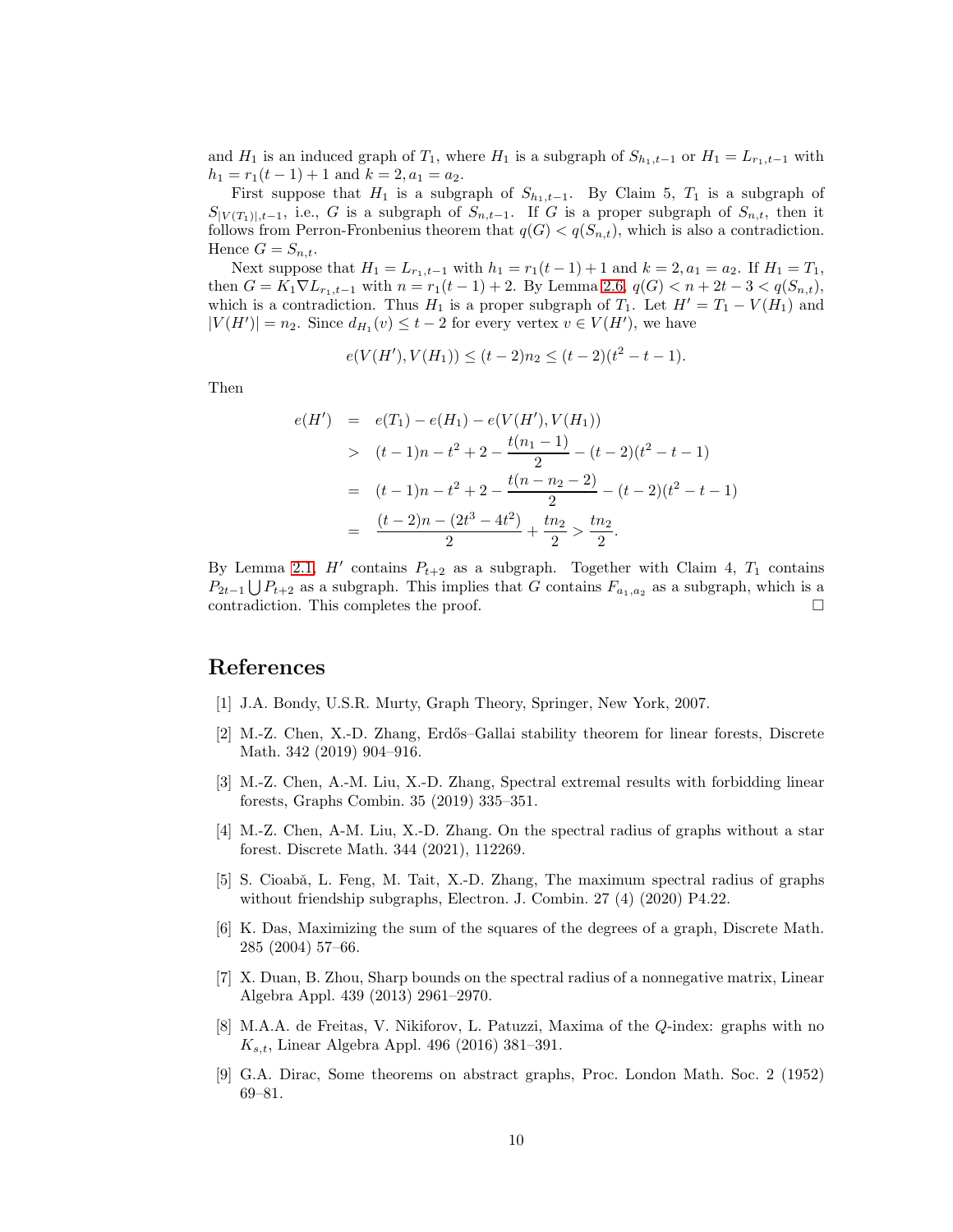and $H_1$ is an induced graph of $T_1$, where $H_1$ is a subgraph of $S_{h_1,t-1}$ or $H_1 = L_{r_1,t-1}$ with $h_1 = r_1(t-1)+1$ and $k = 2, a_1 = a_2$.

First suppose that $H_1$ is a subgraph of $S_{h_1,t-1}$. By Claim 5, $T_1$ is a subgraph of $S_{|V(T_1)|,t-1}$, i.e., $G$ is a subgraph of $S_{n,t-1}$. If $G$ is a proper subgraph of $S_{n,t}$, then it follows from Perron-Fronbenius theorem that $q(G) < q(S_{n,t})$, which is also a contradiction. Hence $G = S_{n,t}$.

Next suppose that $H_1 = L_{r_1,t-1}$ with $h_1 = r_1(t-1)+1$ and $k = 2, a_1 = a_2$. If $H_1 = T_1$, then $G = K_1 \nabla L_{r_1,t-1}$ with $n = r_1(t-1)+2$. By Lemma 2.6, $q(G) < n + 2t - 3 < q(S_{n,t})$, which is a contradiction. Thus $H_1$ is a proper subgraph of $T_1$. Let $H' = T_1 - V(H_1)$ and $|V(H')| = n_2$. Since $d_{H_1}(v) \le t-2$ for every vertex $v \in V(H')$, we have

$$e(V(H'), V(H_1)) \le (t-2)n_2 \le (t-2)(t^2 - t - 1).$$

Then

$$\begin{aligned}
e(H') &= e(T_1) - e(H_1) - e(V(H'), V(H_1)) \\
&> (t-1)n - t^2 + 2 - \frac{t(n_1 - 1)}{2} - (t-2)(t^2 - t - 1) \\
&= (t-1)n - t^2 + 2 - \frac{t(n - n_2 - 2)}{2} - (t-2)(t^2 - t - 1) \\
&= \frac{(t-2)n - (2t^3 - 4t^2)}{2} + \frac{tn_2}{2} > \frac{tn_2}{2}.
\end{aligned}$$

By Lemma 2.1, $H'$ contains $P_{t+2}$ as a subgraph. Together with Claim 4, $T_1$ contains $P_{2t-1} \bigcup P_{t+2}$ as a subgraph. This implies that $G$ contains $F_{a_1,a_2}$ as a subgraph, which is a contradiction. This completes the proof. $\square$

## References

[1] J.A. Bondy, U.S.R. Murty, Graph Theory, Springer, New York, 2007.

[2] M.-Z. Chen, X.-D. Zhang, Erdős–Gallai stability theorem for linear forests, Discrete Math. 342 (2019) 904–916.

[3] M.-Z. Chen, A.-M. Liu, X.-D. Zhang, Spectral extremal results with forbidding linear forests, Graphs Combin. 35 (2019) 335–351.

[4] M.-Z. Chen, A-M. Liu, X.-D. Zhang. On the spectral radius of graphs without a star forest. Discrete Math. 344 (2021), 112269.

[5] S. Cioabă, L. Feng, M. Tait, X.-D. Zhang, The maximum spectral radius of graphs without friendship subgraphs, Electron. J. Combin. 27 (4) (2020) P4.22.

[6] K. Das, Maximizing the sum of the squares of the degrees of a graph, Discrete Math. 285 (2004) 57–66.

[7] X. Duan, B. Zhou, Sharp bounds on the spectral radius of a nonnegative matrix, Linear Algebra Appl. 439 (2013) 2961–2970.

[8] M.A.A. de Freitas, V. Nikiforov, L. Patuzzi, Maxima of the $Q$-index: graphs with no $K_{s,t}$, Linear Algebra Appl. 496 (2016) 381–391.

[9] G.A. Dirac, Some theorems on abstract graphs, Proc. London Math. Soc. 2 (1952) 69–81.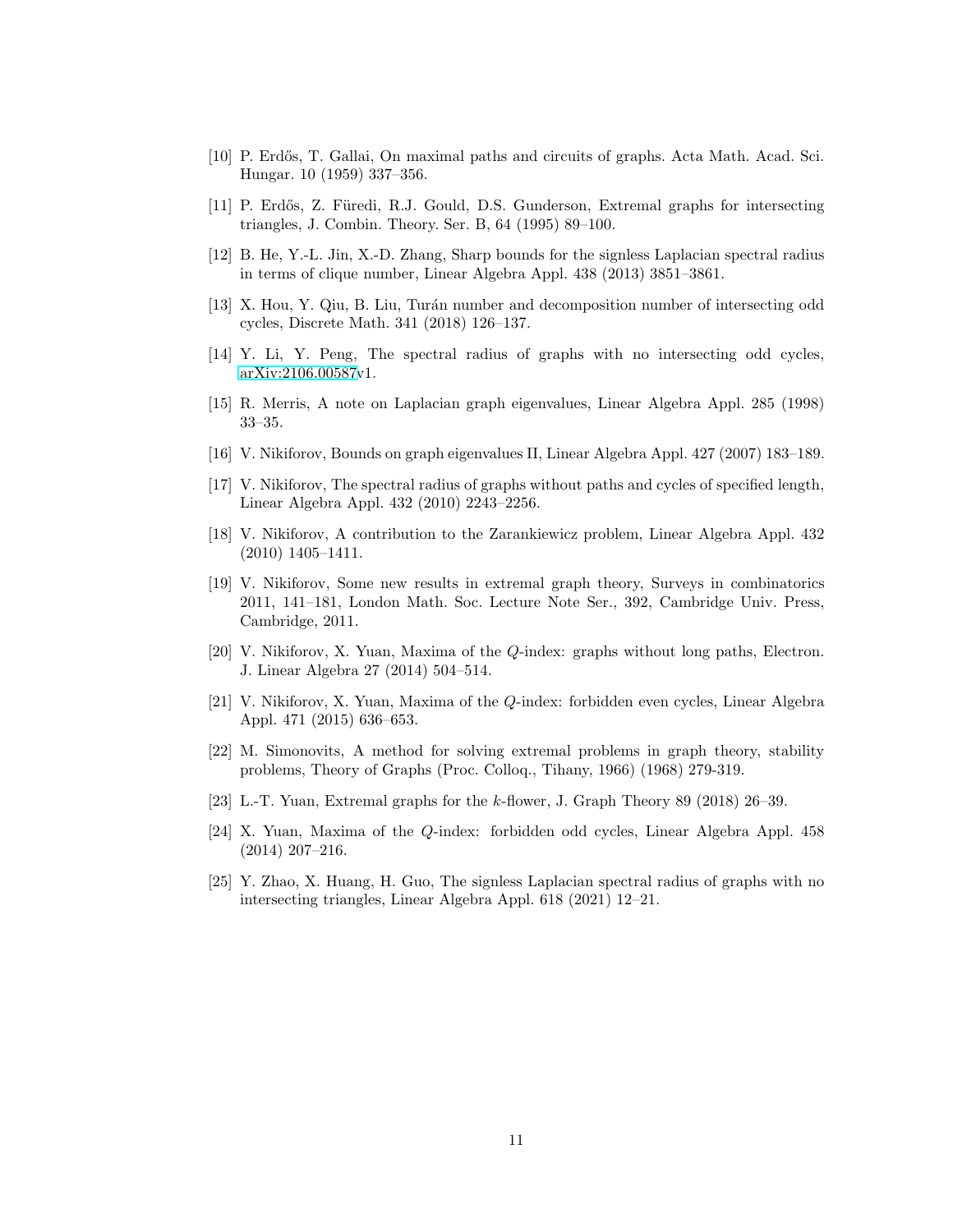[10] P. Erdős, T. Gallai, On maximal paths and circuits of graphs. Acta Math. Acad. Sci. Hungar. 10 (1959) 337–356.

[11] P. Erdős, Z. Füredi, R.J. Gould, D.S. Gunderson, Extremal graphs for intersecting triangles, J. Combin. Theory. Ser. B, 64 (1995) 89–100.

[12] B. He, Y.-L. Jin, X.-D. Zhang, Sharp bounds for the signless Laplacian spectral radius in terms of clique number, Linear Algebra Appl. 438 (2013) 3851–3861.

[13] X. Hou, Y. Qiu, B. Liu, Turán number and decomposition number of intersecting odd cycles, Discrete Math. 341 (2018) 126–137.

[14] Y. Li, Y. Peng, The spectral radius of graphs with no intersecting odd cycles, arXiv:2106.00587v1.

[15] R. Merris, A note on Laplacian graph eigenvalues, Linear Algebra Appl. 285 (1998) 33–35.

[16] V. Nikiforov, Bounds on graph eigenvalues II, Linear Algebra Appl. 427 (2007) 183–189.

[17] V. Nikiforov, The spectral radius of graphs without paths and cycles of specified length, Linear Algebra Appl. 432 (2010) 2243–2256.

[18] V. Nikiforov, A contribution to the Zarankiewicz problem, Linear Algebra Appl. 432 (2010) 1405–1411.

[19] V. Nikiforov, Some new results in extremal graph theory, Surveys in combinatorics 2011, 141–181, London Math. Soc. Lecture Note Ser., 392, Cambridge Univ. Press, Cambridge, 2011.

[20] V. Nikiforov, X. Yuan, Maxima of the $Q$-index: graphs without long paths, Electron. J. Linear Algebra 27 (2014) 504–514.

[21] V. Nikiforov, X. Yuan, Maxima of the $Q$-index: forbidden even cycles, Linear Algebra Appl. 471 (2015) 636–653.

[22] M. Simonovits, A method for solving extremal problems in graph theory, stability problems, Theory of Graphs (Proc. Colloq., Tihany, 1966) (1968) 279-319.

[23] L.-T. Yuan, Extremal graphs for the $k$-flower, J. Graph Theory 89 (2018) 26–39.

[24] X. Yuan, Maxima of the $Q$-index: forbidden odd cycles, Linear Algebra Appl. 458 (2014) 207–216.

[25] Y. Zhao, X. Huang, H. Guo, The signless Laplacian spectral radius of graphs with no intersecting triangles, Linear Algebra Appl. 618 (2021) 12–21.